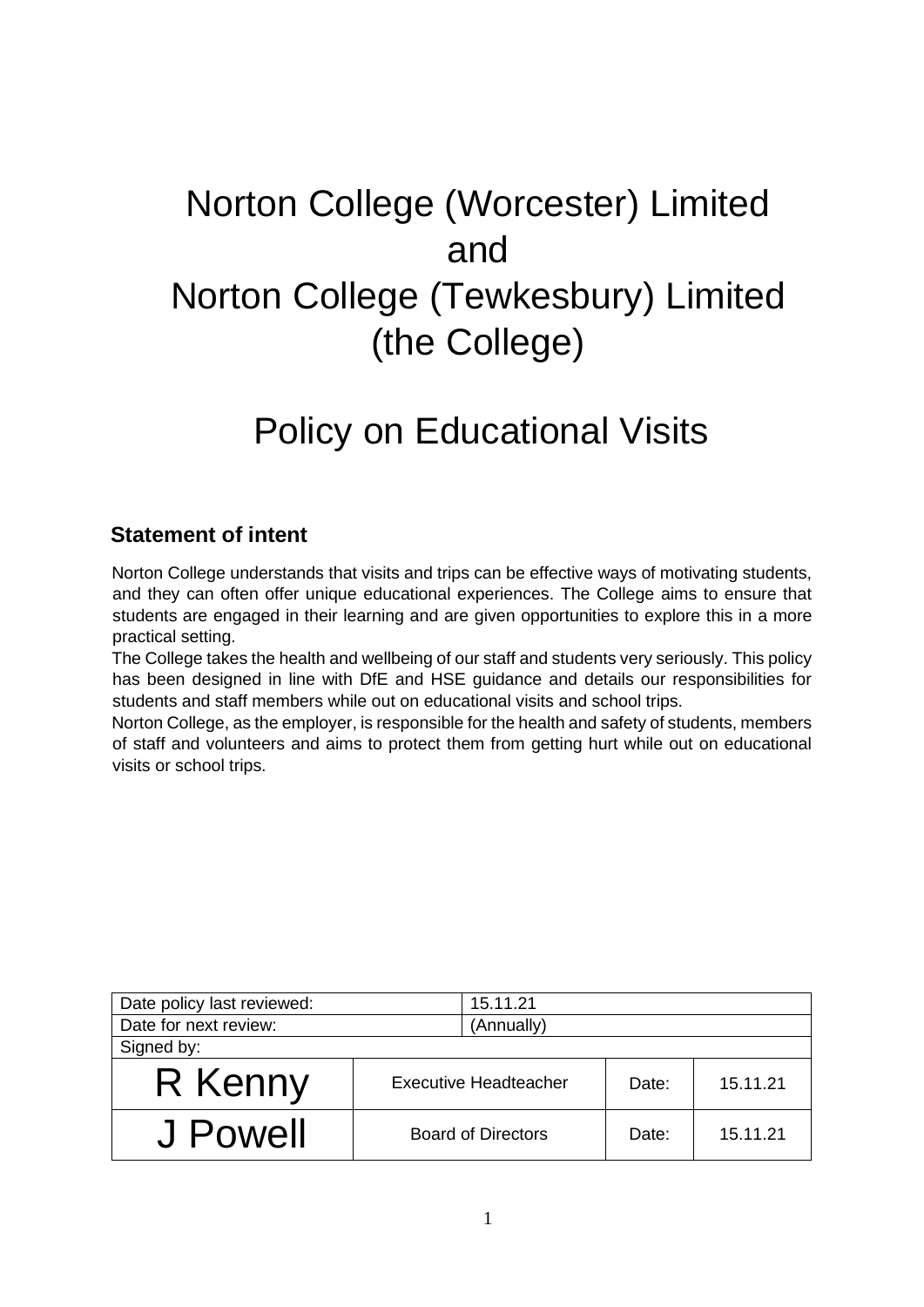# Norton College (Worcester) Limited and Norton College (Tewkesbury) Limited (the College)

# Policy on Educational Visits

## Statement of intent

Norton College understands that visits and trips can be effective ways of motivating students, and they can often offer unique educational experiences. The College aims to ensure that students are engaged in their learning and are given opportunities to explore this in a more practical setting.

The College takes the health and wellbeing of our staff and students very seriously. This policy has been designed in line with DfE and HSE guidance and details our responsibilities for students and staff members while out on educational visits and school trips.

Norton College, as the employer, is responsible for the health and safety of students, members of staff and volunteers and aims to protect them from getting hurt while out on educational visits or school trips.

| Date policy last reviewed: | | 15.11.21 | |
|---|---|---|---|
| Date for next review: | | (Annually) | |
| Signed by: | | | |
| R Kenny | Executive Headteacher | Date: | 15.11.21 |
| J Powell | Board of Directors | Date: | 15.11.21 |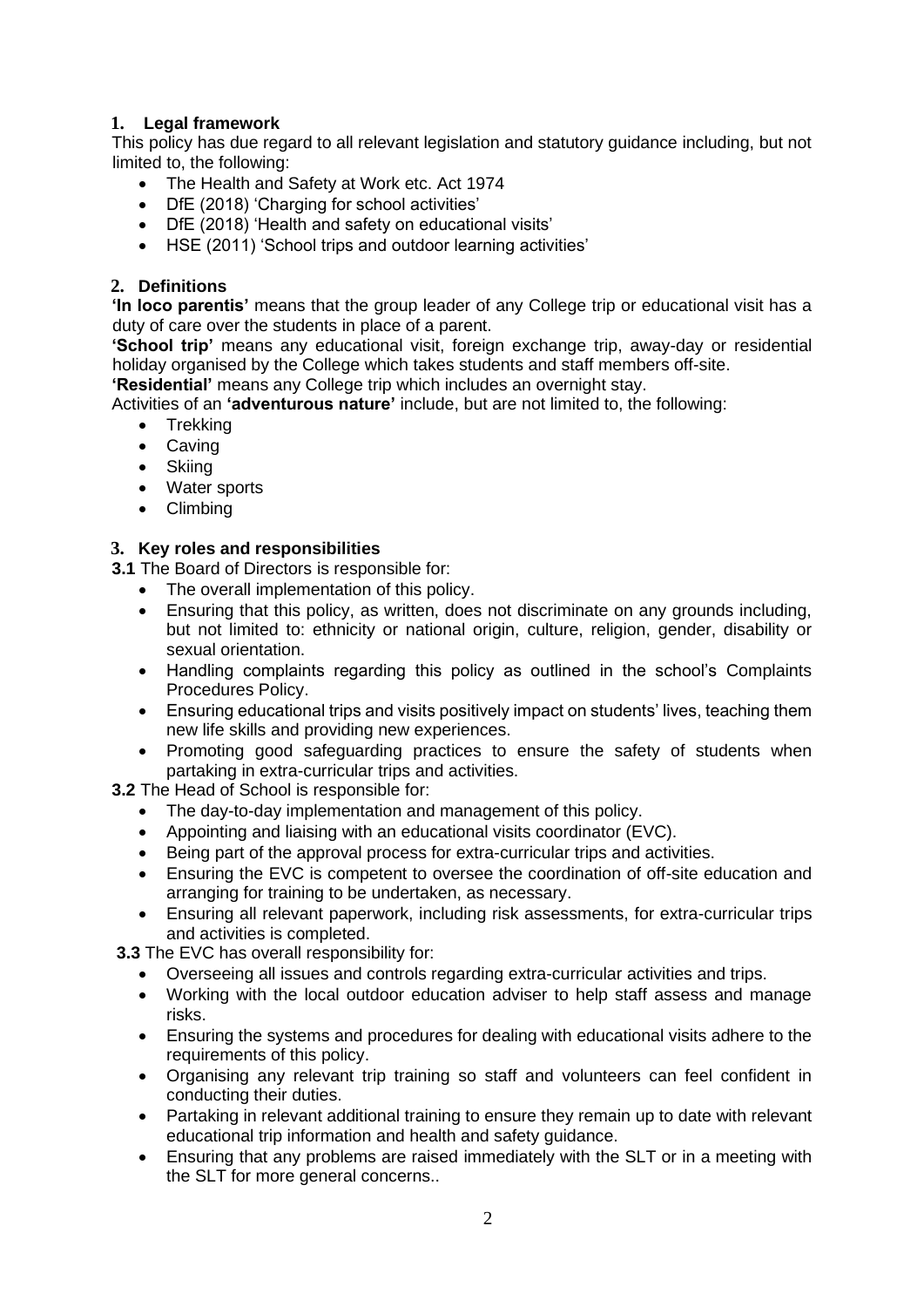## 1. Legal framework

This policy has due regard to all relevant legislation and statutory guidance including, but not limited to, the following:

- The Health and Safety at Work etc. Act 1974
- DfE (2018) 'Charging for school activities'
- DfE (2018) 'Health and safety on educational visits'
- HSE (2011) 'School trips and outdoor learning activities'

## 2. Definitions

**'In loco parentis'** means that the group leader of any College trip or educational visit has a duty of care over the students in place of a parent.

**'School trip'** means any educational visit, foreign exchange trip, away-day or residential holiday organised by the College which takes students and staff members off-site.

**'Residential'** means any College trip which includes an overnight stay.

Activities of an **'adventurous nature'** include, but are not limited to, the following:

- Trekking
- Caving
- Skiing
- Water sports
- Climbing

## 3. Key roles and responsibilities

**3.1** The Board of Directors is responsible for:

- The overall implementation of this policy.
- Ensuring that this policy, as written, does not discriminate on any grounds including, but not limited to: ethnicity or national origin, culture, religion, gender, disability or sexual orientation.
- Handling complaints regarding this policy as outlined in the school's Complaints Procedures Policy.
- Ensuring educational trips and visits positively impact on students' lives, teaching them new life skills and providing new experiences.
- Promoting good safeguarding practices to ensure the safety of students when partaking in extra-curricular trips and activities.

**3.2** The Head of School is responsible for:

- The day-to-day implementation and management of this policy.
- Appointing and liaising with an educational visits coordinator (EVC).
- Being part of the approval process for extra-curricular trips and activities.
- Ensuring the EVC is competent to oversee the coordination of off-site education and arranging for training to be undertaken, as necessary.
- Ensuring all relevant paperwork, including risk assessments, for extra-curricular trips and activities is completed.

**3.3** The EVC has overall responsibility for:

- Overseeing all issues and controls regarding extra-curricular activities and trips.
- Working with the local outdoor education adviser to help staff assess and manage risks.
- Ensuring the systems and procedures for dealing with educational visits adhere to the requirements of this policy.
- Organising any relevant trip training so staff and volunteers can feel confident in conducting their duties.
- Partaking in relevant additional training to ensure they remain up to date with relevant educational trip information and health and safety guidance.
- Ensuring that any problems are raised immediately with the SLT or in a meeting with the SLT for more general concerns..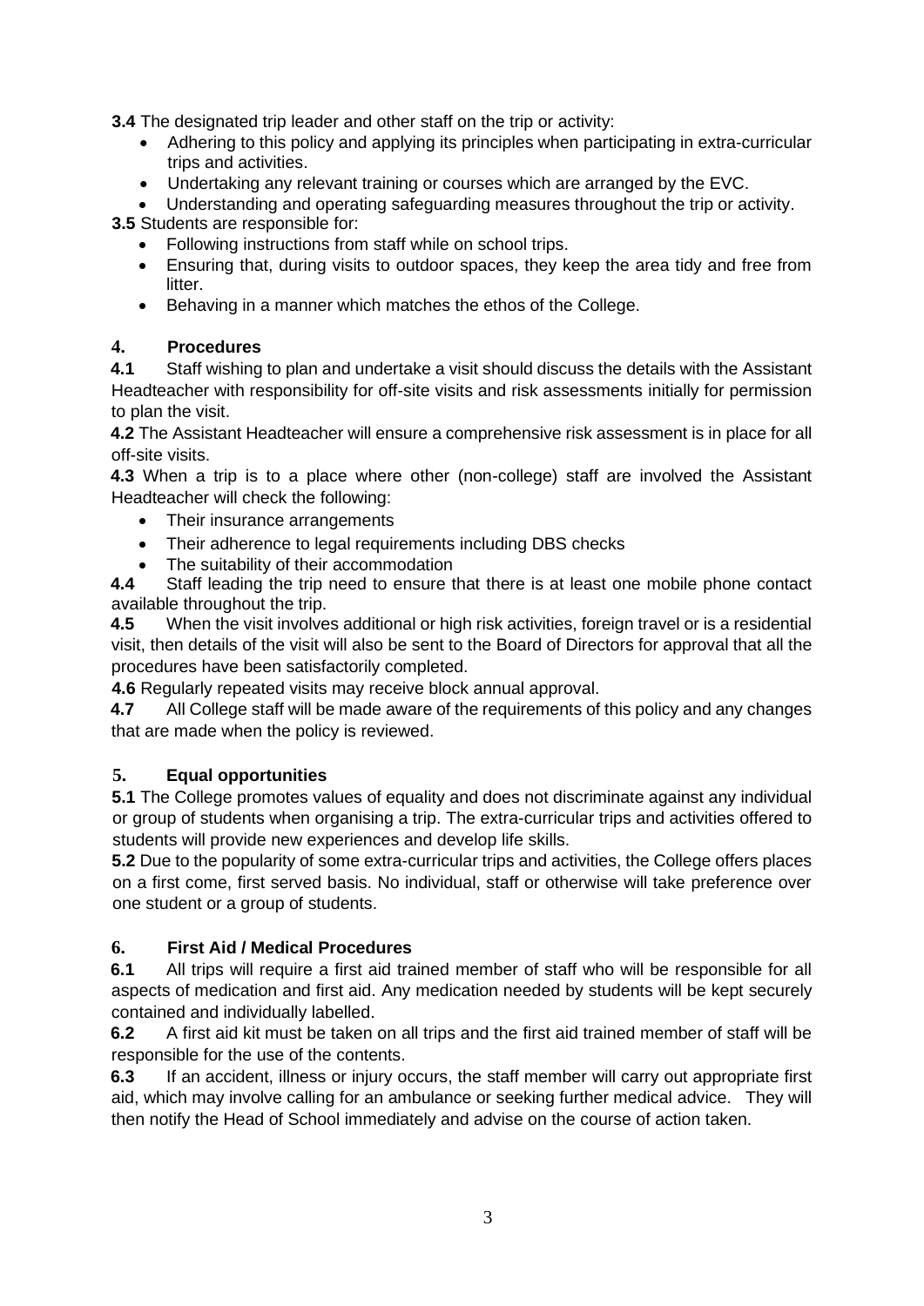**3.4** The designated trip leader and other staff on the trip or activity:

- Adhering to this policy and applying its principles when participating in extra-curricular trips and activities.
- Undertaking any relevant training or courses which are arranged by the EVC.
- Understanding and operating safeguarding measures throughout the trip or activity.

**3.5** Students are responsible for:

- Following instructions from staff while on school trips.
- Ensuring that, during visits to outdoor spaces, they keep the area tidy and free from litter.
- Behaving in a manner which matches the ethos of the College.

## 4. Procedures

**4.1** Staff wishing to plan and undertake a visit should discuss the details with the Assistant Headteacher with responsibility for off-site visits and risk assessments initially for permission to plan the visit.

**4.2** The Assistant Headteacher will ensure a comprehensive risk assessment is in place for all off-site visits.

**4.3** When a trip is to a place where other (non-college) staff are involved the Assistant Headteacher will check the following:

- Their insurance arrangements
- Their adherence to legal requirements including DBS checks
- The suitability of their accommodation

**4.4** Staff leading the trip need to ensure that there is at least one mobile phone contact available throughout the trip.

**4.5** When the visit involves additional or high risk activities, foreign travel or is a residential visit, then details of the visit will also be sent to the Board of Directors for approval that all the procedures have been satisfactorily completed.

**4.6** Regularly repeated visits may receive block annual approval.

**4.7** All College staff will be made aware of the requirements of this policy and any changes that are made when the policy is reviewed.

## 5. Equal opportunities

**5.1** The College promotes values of equality and does not discriminate against any individual or group of students when organising a trip. The extra-curricular trips and activities offered to students will provide new experiences and develop life skills.

**5.2** Due to the popularity of some extra-curricular trips and activities, the College offers places on a first come, first served basis. No individual, staff or otherwise will take preference over one student or a group of students.

## 6. First Aid / Medical Procedures

**6.1** All trips will require a first aid trained member of staff who will be responsible for all aspects of medication and first aid. Any medication needed by students will be kept securely contained and individually labelled.

**6.2** A first aid kit must be taken on all trips and the first aid trained member of staff will be responsible for the use of the contents.

**6.3** If an accident, illness or injury occurs, the staff member will carry out appropriate first aid, which may involve calling for an ambulance or seeking further medical advice. They will then notify the Head of School immediately and advise on the course of action taken.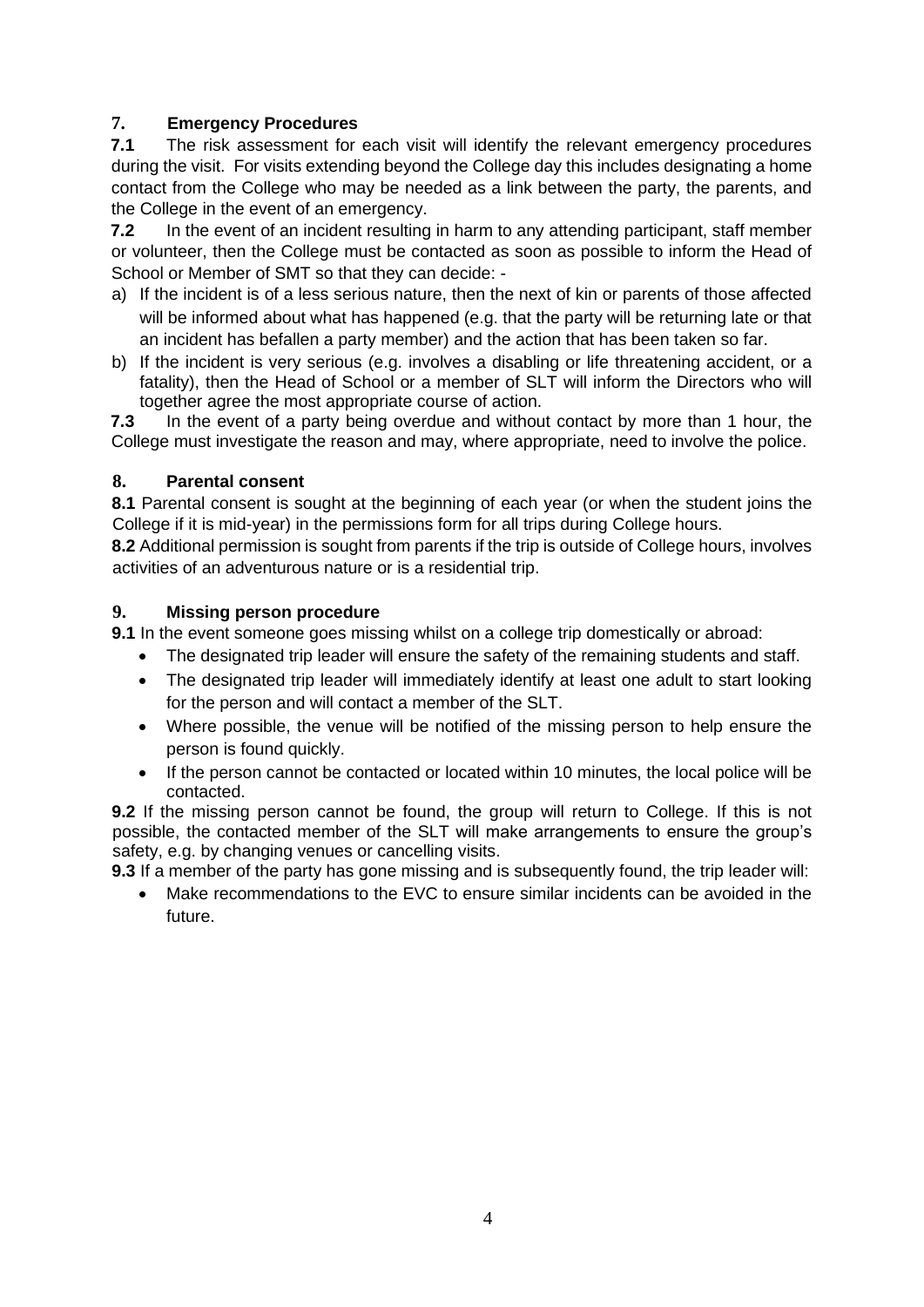## 7. Emergency Procedures

**7.1** The risk assessment for each visit will identify the relevant emergency procedures during the visit. For visits extending beyond the College day this includes designating a home contact from the College who may be needed as a link between the party, the parents, and the College in the event of an emergency.

**7.2** In the event of an incident resulting in harm to any attending participant, staff member or volunteer, then the College must be contacted as soon as possible to inform the Head of School or Member of SMT so that they can decide: -

a) If the incident is of a less serious nature, then the next of kin or parents of those affected will be informed about what has happened (e.g. that the party will be returning late or that an incident has befallen a party member) and the action that has been taken so far.

b) If the incident is very serious (e.g. involves a disabling or life threatening accident, or a fatality), then the Head of School or a member of SLT will inform the Directors who will together agree the most appropriate course of action.

**7.3** In the event of a party being overdue and without contact by more than 1 hour, the College must investigate the reason and may, where appropriate, need to involve the police.

## 8. Parental consent

**8.1** Parental consent is sought at the beginning of each year (or when the student joins the College if it is mid-year) in the permissions form for all trips during College hours.

**8.2** Additional permission is sought from parents if the trip is outside of College hours, involves activities of an adventurous nature or is a residential trip.

## 9. Missing person procedure

**9.1** In the event someone goes missing whilst on a college trip domestically or abroad:

- The designated trip leader will ensure the safety of the remaining students and staff.
- The designated trip leader will immediately identify at least one adult to start looking for the person and will contact a member of the SLT.
- Where possible, the venue will be notified of the missing person to help ensure the person is found quickly.
- If the person cannot be contacted or located within 10 minutes, the local police will be contacted.

**9.2** If the missing person cannot be found, the group will return to College. If this is not possible, the contacted member of the SLT will make arrangements to ensure the group's safety, e.g. by changing venues or cancelling visits.

**9.3** If a member of the party has gone missing and is subsequently found, the trip leader will:

- Make recommendations to the EVC to ensure similar incidents can be avoided in the future.